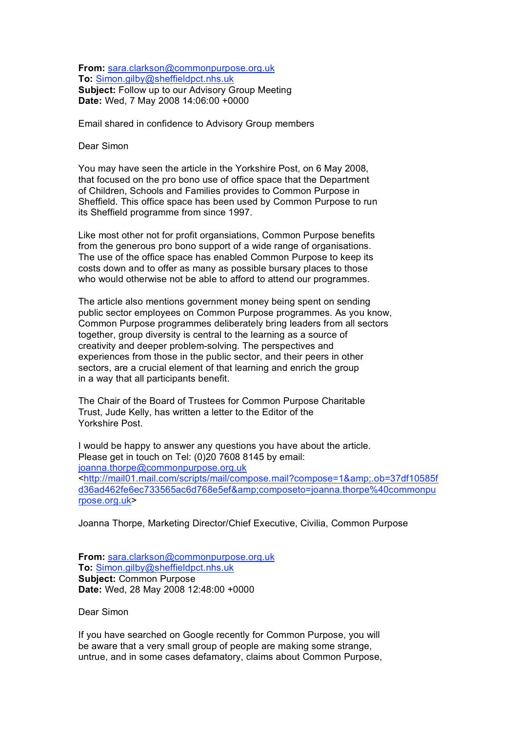**From:** sara.clarkson@commonpurpose.org.uk
**To:** Simon.gilby@sheffieldpct.nhs.uk
**Subject:** Follow up to our Advisory Group Meeting
**Date:** Wed, 7 May 2008 14:06:00 +0000

Email shared in confidence to Advisory Group members

Dear Simon

You may have seen the article in the Yorkshire Post, on 6 May 2008, that focused on the pro bono use of office space that the Department of Children, Schools and Families provides to Common Purpose in Sheffield. This office space has been used by Common Purpose to run its Sheffield programme from since 1997.

Like most other not for profit organsiations, Common Purpose benefits from the generous pro bono support of a wide range of organisations. The use of the office space has enabled Common Purpose to keep its costs down and to offer as many as possible bursary places to those who would otherwise not be able to afford to attend our programmes.

The article also mentions government money being spent on sending public sector employees on Common Purpose programmes. As you know, Common Purpose programmes deliberately bring leaders from all sectors together, group diversity is central to the learning as a source of creativity and deeper problem-solving. The perspectives and experiences from those in the public sector, and their peers in other sectors, are a crucial element of that learning and enrich the group in a way that all participants benefit.

The Chair of the Board of Trustees for Common Purpose Charitable Trust, Jude Kelly, has written a letter to the Editor of the Yorkshire Post.

I would be happy to answer any questions you have about the article. Please get in touch on Tel: (0)20 7608 8145 by email: joanna.thorpe@commonpurpose.org.uk <http://mail01.mail.com/scripts/mail/compose.mail?compose=1&amp;.ob=37df10585fd36ad462fe6ec733565ac6d768e5ef&amp;composeto=joanna.thorpe%40commonpurpose.org.uk>

Joanna Thorpe, Marketing Director/Chief Executive, Civilia, Common Purpose

**From:** sara.clarkson@commonpurpose.org.uk
**To:** Simon.gilby@sheffieldpct.nhs.uk
**Subject:** Common Purpose
**Date:** Wed, 28 May 2008 12:48:00 +0000

Dear Simon

If you have searched on Google recently for Common Purpose, you will be aware that a very small group of people are making some strange, untrue, and in some cases defamatory, claims about Common Purpose,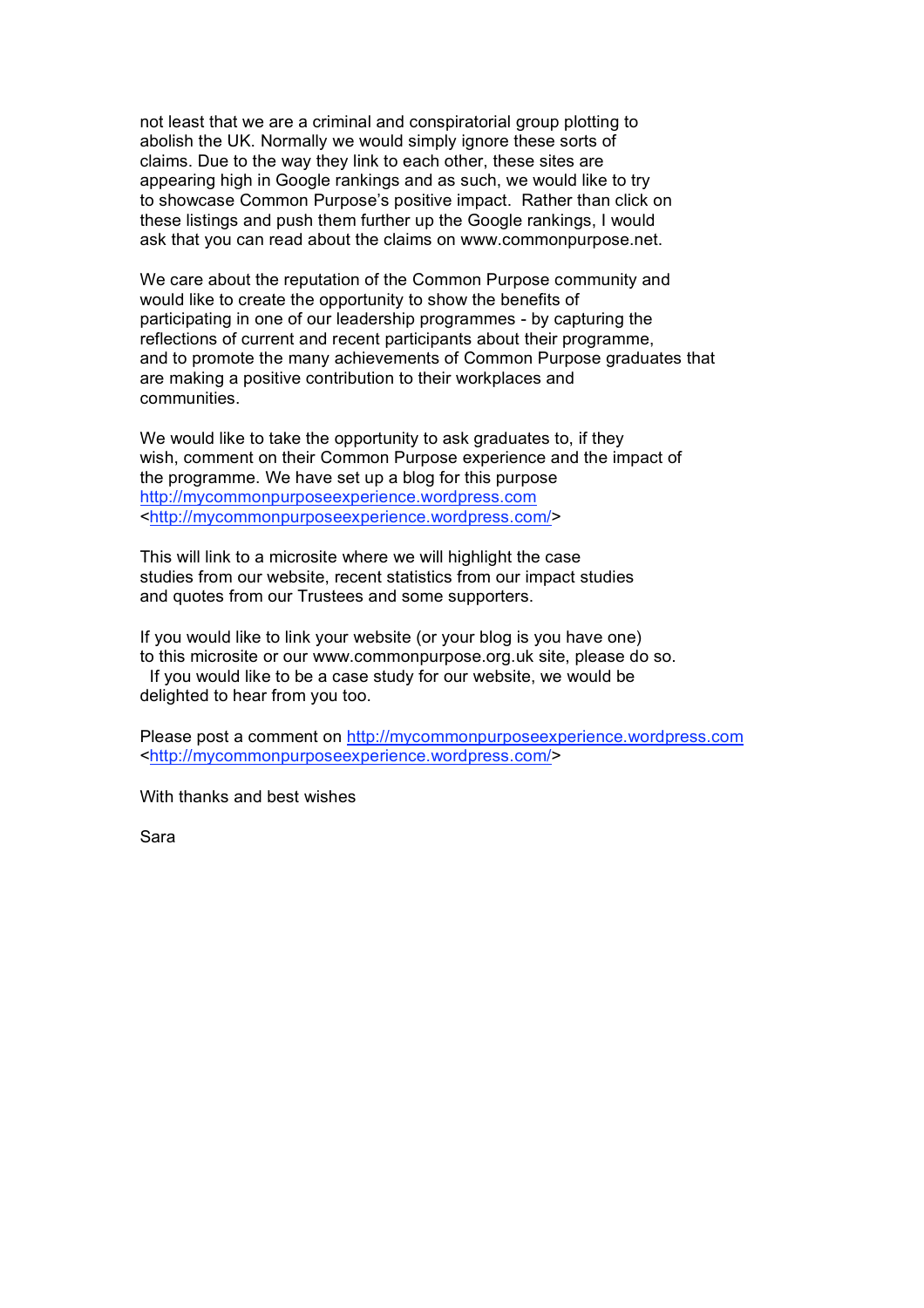not least that we are a criminal and conspiratorial group plotting to abolish the UK. Normally we would simply ignore these sorts of claims. Due to the way they link to each other, these sites are appearing high in Google rankings and as such, we would like to try to showcase Common Purpose's positive impact. Rather than click on these listings and push them further up the Google rankings, I would ask that you can read about the claims on www.commonpurpose.net.

We care about the reputation of the Common Purpose community and would like to create the opportunity to show the benefits of participating in one of our leadership programmes - by capturing the reflections of current and recent participants about their programme, and to promote the many achievements of Common Purpose graduates that are making a positive contribution to their workplaces and communities.

We would like to take the opportunity to ask graduates to, if they wish, comment on their Common Purpose experience and the impact of the programme. We have set up a blog for this purpose http://mycommonpurposeexperience.wordpress.com <http://mycommonpurposeexperience.wordpress.com/>

This will link to a microsite where we will highlight the case studies from our website, recent statistics from our impact studies and quotes from our Trustees and some supporters.

If you would like to link your website (or your blog is you have one) to this microsite or our www.commonpurpose.org.uk site, please do so. If you would like to be a case study for our website, we would be delighted to hear from you too.

Please post a comment on http://mycommonpurposeexperience.wordpress.com <http://mycommonpurposeexperience.wordpress.com/>

With thanks and best wishes

Sara